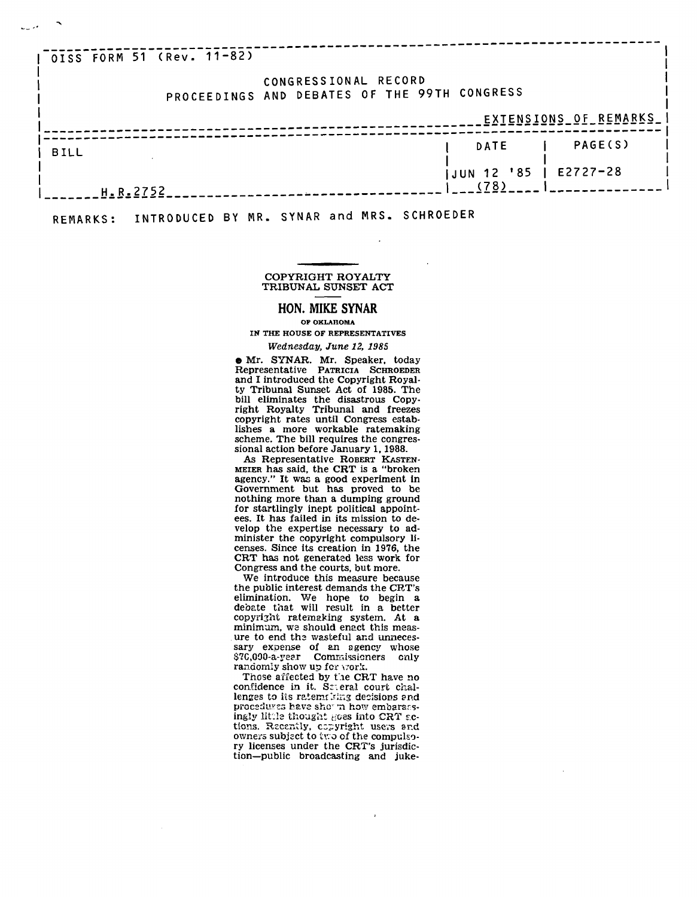OISS FORM 51 (Rev. 11-82)

CONGRESSIONAL RECORD
PROCEEDINGS AND DEBATES OF THE 99TH CONGRESS

EXTENSIONS OF REMARKS

| BILL | DATE | PAGE(S) |
|---|---|---|
| H.R.2752 | JUN 12 '85 (78) | E2727-28 |

REMARKS: INTRODUCED BY MR. SYNAR and MRS. SCHROEDER

## COPYRIGHT ROYALTY TRIBUNAL SUNSET ACT

### HON. MIKE SYNAR

OF OKLAHOMA

IN THE HOUSE OF REPRESENTATIVES

*Wednesday, June 12, 1985*

● Mr. SYNAR. Mr. Speaker, today Representative PATRICIA SCHROEDER and I introduced the Copyright Royalty Tribunal Sunset Act of 1985. The bill eliminates the disastrous Copyright Royalty Tribunal and freezes copyright rates until Congress establishes a more workable ratemaking scheme. The bill requires the congressional action before January 1, 1988.

As Representative ROBERT KASTENMEIER has said, the CRT is a "broken agency." It was a good experiment in Government but has proved to be nothing more than a dumping ground for startlingly inept political appointees. It has failed in its mission to develop the expertise necessary to administer the copyright compulsory licenses. Since its creation in 1976, the CRT has not generated less work for Congress and the courts, but more.

We introduce this measure because the public interest demands the CRT's elimination. We hope to begin a debate that will result in a better copyright ratemaking system. At a minimum, we should enact this measure to end the wasteful and unnecessary expense of an agency whose $70,000-a-year Commissioners only randomly show up for work.

Those affected by the CRT have no confidence in it. Several court challenges to its ratemaking decisions and procedures have shown how embarrassingly little thought goes into CRT actions. Recently, copyright users and owners subject to two of the compulsory licenses under the CRT's jurisdiction—public broadcasting and juke-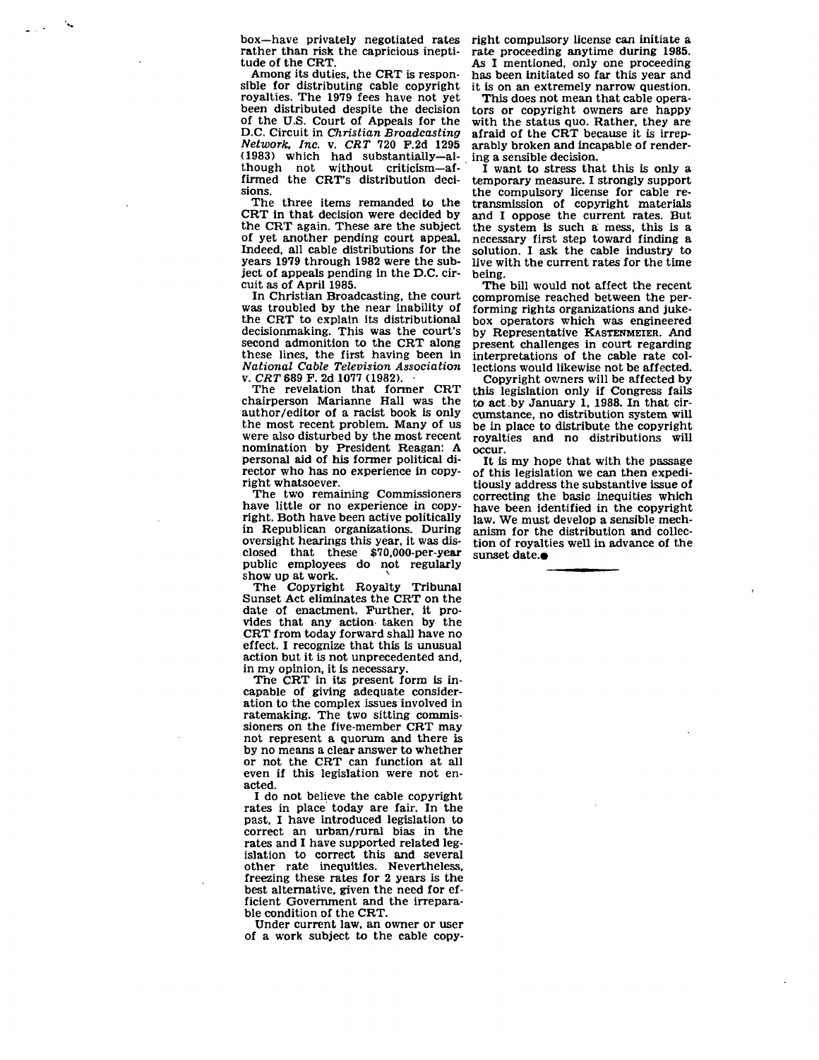box—have privately negotiated rates rather than risk the capricious ineptitude of the CRT.

Among its duties, the CRT is responsible for distributing cable copyright royalties. The 1979 fees have not yet been distributed despite the decision of the U.S. Court of Appeals for the D.C. Circuit in *Christian Broadcasting Network, Inc.* v. *CRT* 720 F.2d 1295 (1983) which had substantially—although not without criticism—affirmed the CRT's distribution decisions.

The three items remanded to the CRT in that decision were decided by the CRT again. These are the subject of yet another pending court appeal. Indeed, all cable distributions for the years 1979 through 1982 were the subject of appeals pending in the D.C. circuit as of April 1985.

In Christian Broadcasting, the court was troubled by the near inability of the CRT to explain its distributional decisionmaking. This was the court's second admonition to the CRT along these lines, the first having been in *National Cable Television Association* v. *CRT* 689 F. 2d 1077 (1982).

The revelation that former CRT chairperson Marianne Hall was the author/editor of a racist book is only the most recent problem. Many of us were also disturbed by the most recent nomination by President Reagan: A personal aid of his former political director who has no experience in copyright whatsoever.

The two remaining Commissioners have little or no experience in copyright. Both have been active politically in Republican organizations. During oversight hearings this year, it was disclosed that these $70,000-per-year public employees do not regularly show up at work.

The Copyright Royalty Tribunal Sunset Act eliminates the CRT on the date of enactment. Further, it provides that any action taken by the CRT from today forward shall have no effect. I recognize that this is unusual action but it is not unprecedented and, in my opinion, it is necessary.

The CRT in its present form is incapable of giving adequate consideration to the complex issues involved in ratemaking. The two sitting commissioners on the five-member CRT may not represent a quorum and there is by no means a clear answer to whether or not the CRT can function at all even if this legislation were not enacted.

I do not believe the cable copyright rates in place today are fair. In the past, I have introduced legislation to correct an urban/rural bias in the rates and I have supported related legislation to correct this and several other rate inequities. Nevertheless, freezing these rates for 2 years is the best alternative, given the need for efficient Government and the irreparable condition of the CRT.

Under current law, an owner or user of a work subject to the cable copyright compulsory license can initiate a rate proceeding anytime during 1985. As I mentioned, only one proceeding has been initiated so far this year and it is on an extremely narrow question.

This does not mean that cable operators or copyright owners are happy with the status quo. Rather, they are afraid of the CRT because it is irreparably broken and incapable of rendering a sensible decision.

I want to stress that this is only a temporary measure. I strongly support the compulsory license for cable retransmission of copyright materials and I oppose the current rates. But the system is such a mess, this is a necessary first step toward finding a solution. I ask the cable industry to live with the current rates for the time being.

The bill would not affect the recent compromise reached between the performing rights organizations and jukebox operators which was engineered by Representative KASTENMEIER. And present challenges in court regarding interpretations of the cable rate collections would likewise not be affected.

Copyright owners will be affected by this legislation only if Congress fails to act by January 1, 1988. In that circumstance, no distribution system will be in place to distribute the copyright royalties and no distributions will occur.

It is my hope that with the passage of this legislation we can then expeditiously address the substantive issue of correcting the basic inequities which have been identified in the copyright law. We must develop a sensible mechanism for the distribution and collection of royalties well in advance of the sunset date.●